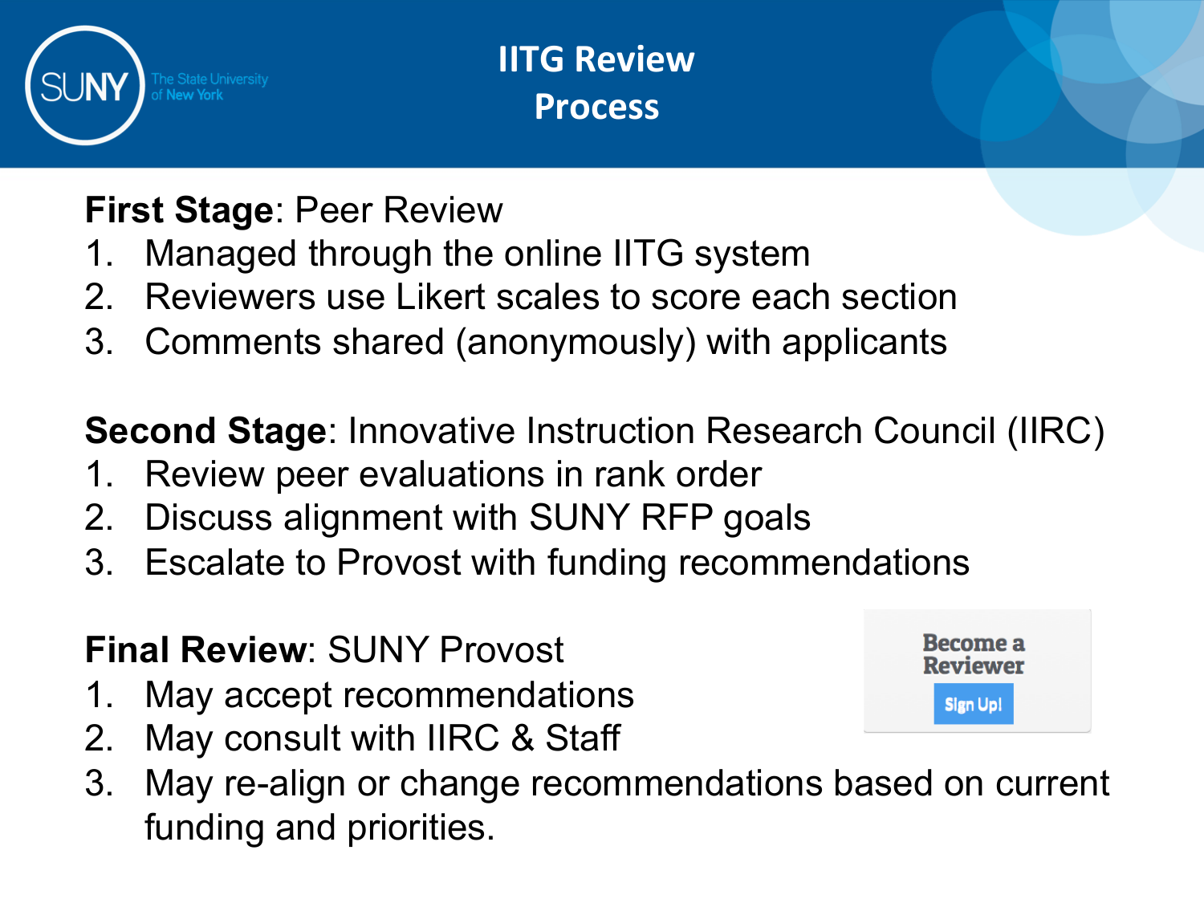# IITG Review Process

**First Stage**: Peer Review

1. Managed through the online IITG system
2. Reviewers use Likert scales to score each section
3. Comments shared (anonymously) with applicants

**Second Stage**: Innovative Instruction Research Council (IIRC)

1. Review peer evaluations in rank order
2. Discuss alignment with SUNY RFP goals
3. Escalate to Provost with funding recommendations

**Final Review**: SUNY Provost

1. May accept recommendations
2. May consult with IIRC & Staff
3. May re-align or change recommendations based on current funding and priorities.

Become a Reviewer

Sign Up!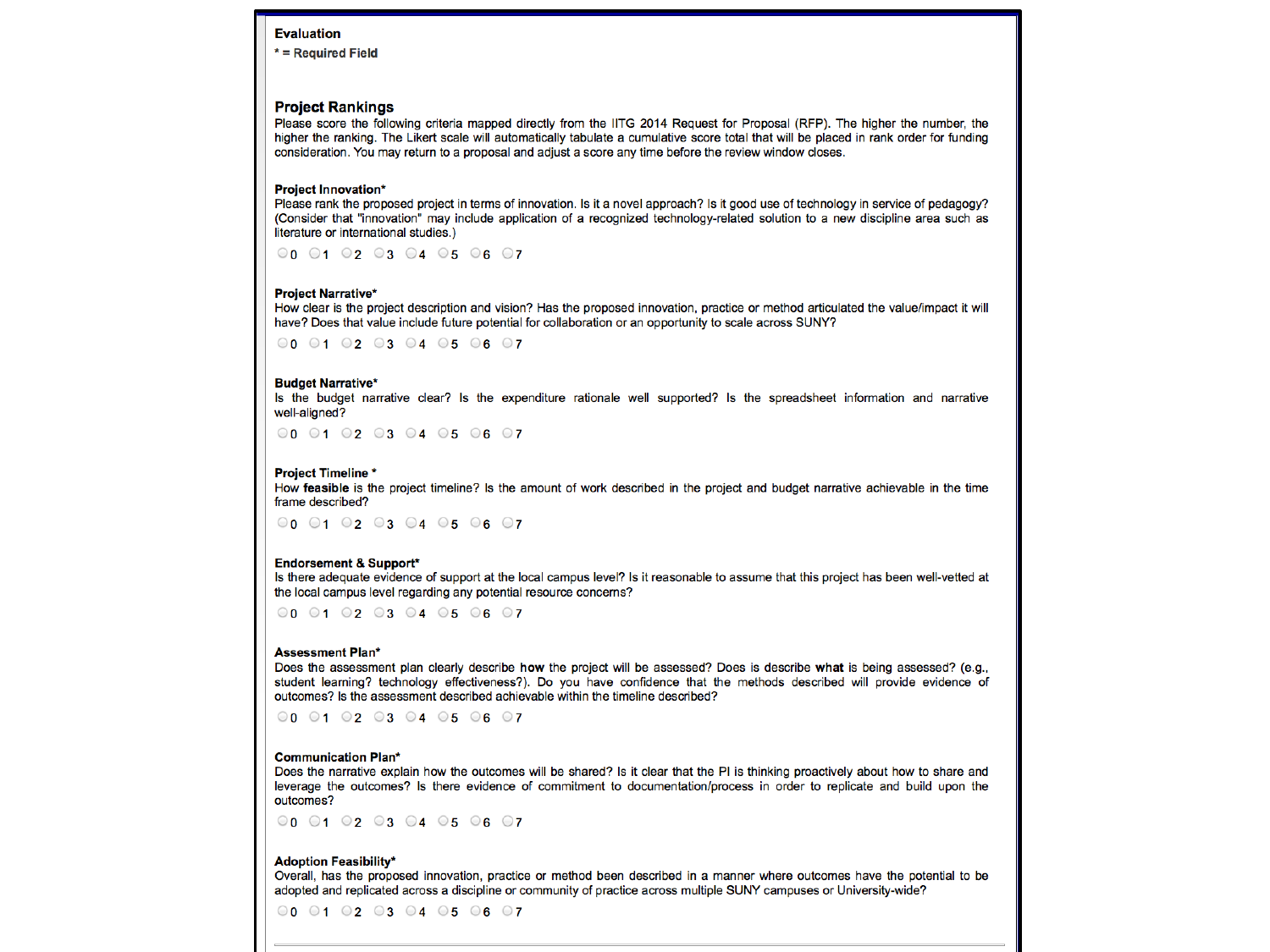**Evaluation**

\* = Required Field

## Project Rankings

Please score the following criteria mapped directly from the IITG 2014 Request for Proposal (RFP). The higher the number, the higher the ranking. The Likert scale will automatically tabulate a cumulative score total that will be placed in rank order for funding consideration. You may return to a proposal and adjust a score any time before the review window closes.

**Project Innovation***

Please rank the proposed project in terms of innovation. Is it a novel approach? Is it good use of technology in service of pedagogy? (Consider that "innovation" may include application of a recognized technology-related solution to a new discipline area such as literature or international studies.)

○ 0 ○ 1 ○ 2 ○ 3 ○ 4 ○ 5 ○ 6 ○ 7

**Project Narrative***

How clear is the project description and vision? Has the proposed innovation, practice or method articulated the value/impact it will have? Does that value include future potential for collaboration or an opportunity to scale across SUNY?

○ 0 ○ 1 ○ 2 ○ 3 ○ 4 ○ 5 ○ 6 ○ 7

**Budget Narrative***

Is the budget narrative clear? Is the expenditure rationale well supported? Is the spreadsheet information and narrative well-aligned?

○ 0 ○ 1 ○ 2 ○ 3 ○ 4 ○ 5 ○ 6 ○ 7

**Project Timeline ***

How **feasible** is the project timeline? Is the amount of work described in the project and budget narrative achievable in the time frame described?

○ 0 ○ 1 ○ 2 ○ 3 ○ 4 ○ 5 ○ 6 ○ 7

**Endorsement & Support***

Is there adequate evidence of support at the local campus level? Is it reasonable to assume that this project has been well-vetted at the local campus level regarding any potential resource concerns?

○ 0 ○ 1 ○ 2 ○ 3 ○ 4 ○ 5 ○ 6 ○ 7

**Assessment Plan***

Does the assessment plan clearly describe **how** the project will be assessed? Does is describe **what** is being assessed? (e.g., student learning? technology effectiveness?). Do you have confidence that the methods described will provide evidence of outcomes? Is the assessment described achievable within the timeline described?

○ 0 ○ 1 ○ 2 ○ 3 ○ 4 ○ 5 ○ 6 ○ 7

**Communication Plan***

Does the narrative explain how the outcomes will be shared? Is it clear that the PI is thinking proactively about how to share and leverage the outcomes? Is there evidence of commitment to documentation/process in order to replicate and build upon the outcomes?

○ 0 ○ 1 ○ 2 ○ 3 ○ 4 ○ 5 ○ 6 ○ 7

**Adoption Feasibility***

Overall, has the proposed innovation, practice or method been described in a manner where outcomes have the potential to be adopted and replicated across a discipline or community of practice across multiple SUNY campuses or University-wide?

○ 0 ○ 1 ○ 2 ○ 3 ○ 4 ○ 5 ○ 6 ○ 7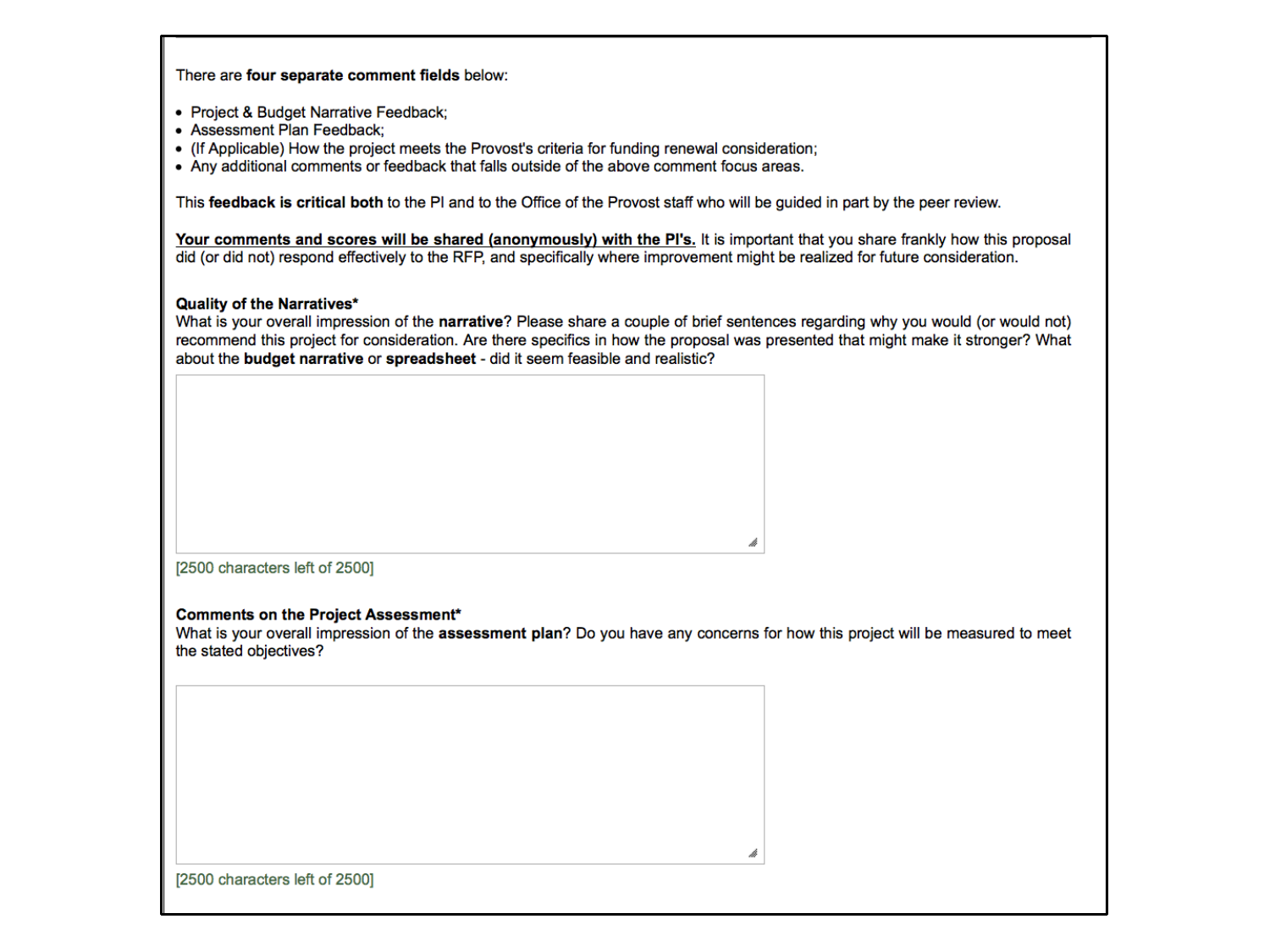There are **four separate comment fields** below:

- Project & Budget Narrative Feedback;
- Assessment Plan Feedback;
- (If Applicable) How the project meets the Provost's criteria for funding renewal consideration;
- Any additional comments or feedback that falls outside of the above comment focus areas.

This **feedback is critical both** to the PI and to the Office of the Provost staff who will be guided in part by the peer review.

**Your comments and scores will be shared (anonymously) with the PI's.** It is important that you share frankly how this proposal did (or did not) respond effectively to the RFP, and specifically where improvement might be realized for future consideration.

**Quality of the Narratives***
What is your overall impression of the **narrative**? Please share a couple of brief sentences regarding why you would (or would not) recommend this project for consideration. Are there specifics in how the proposal was presented that might make it stronger? What about the **budget narrative** or **spreadsheet** - did it seem feasible and realistic?

[2500 characters left of 2500]

**Comments on the Project Assessment***
What is your overall impression of the **assessment plan**? Do you have any concerns for how this project will be measured to meet the stated objectives?

[2500 characters left of 2500]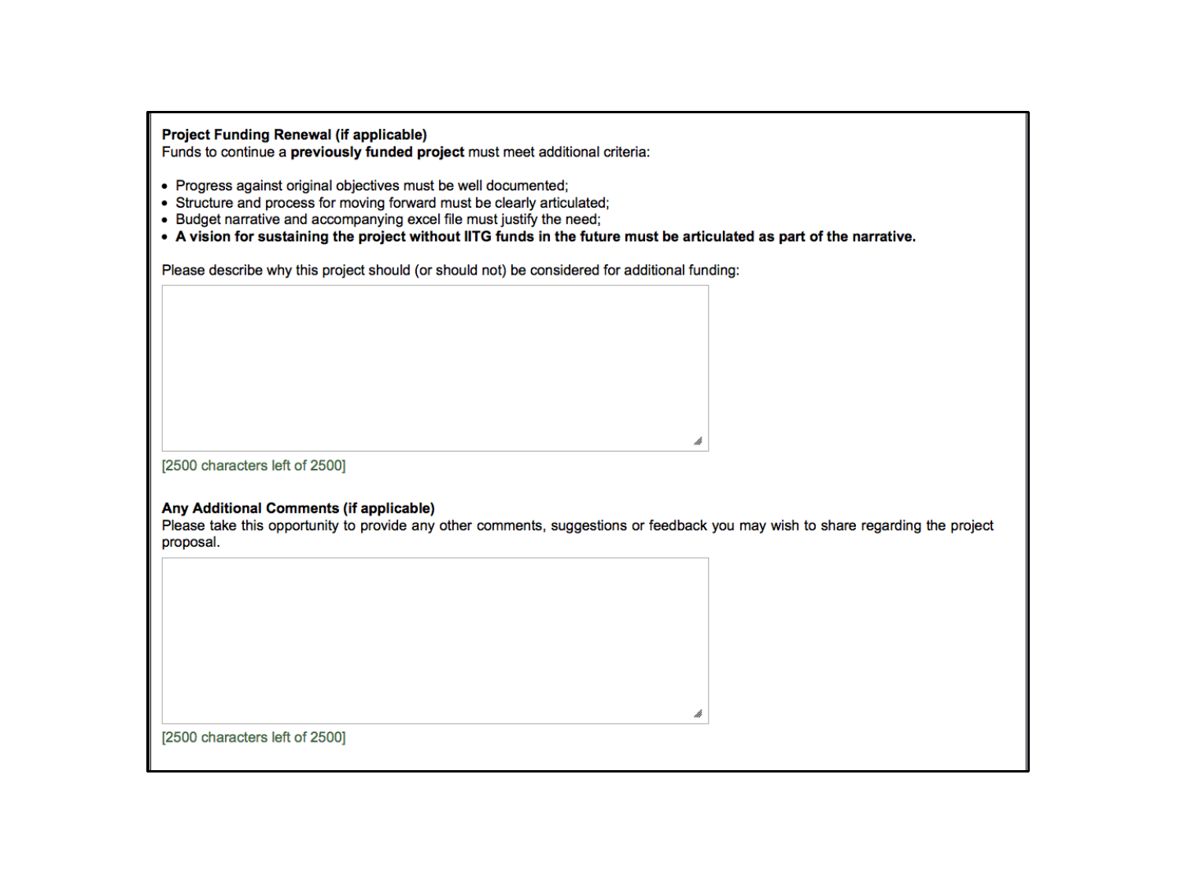**Project Funding Renewal (if applicable)**

Funds to continue a **previously funded project** must meet additional criteria:

- Progress against original objectives must be well documented;
- Structure and process for moving forward must be clearly articulated;
- Budget narrative and accompanying excel file must justify the need;
- **A vision for sustaining the project without IITG funds in the future must be articulated as part of the narrative.**

Please describe why this project should (or should not) be considered for additional funding:

[2500 characters left of 2500]

**Any Additional Comments (if applicable)**

Please take this opportunity to provide any other comments, suggestions or feedback you may wish to share regarding the project proposal.

[2500 characters left of 2500]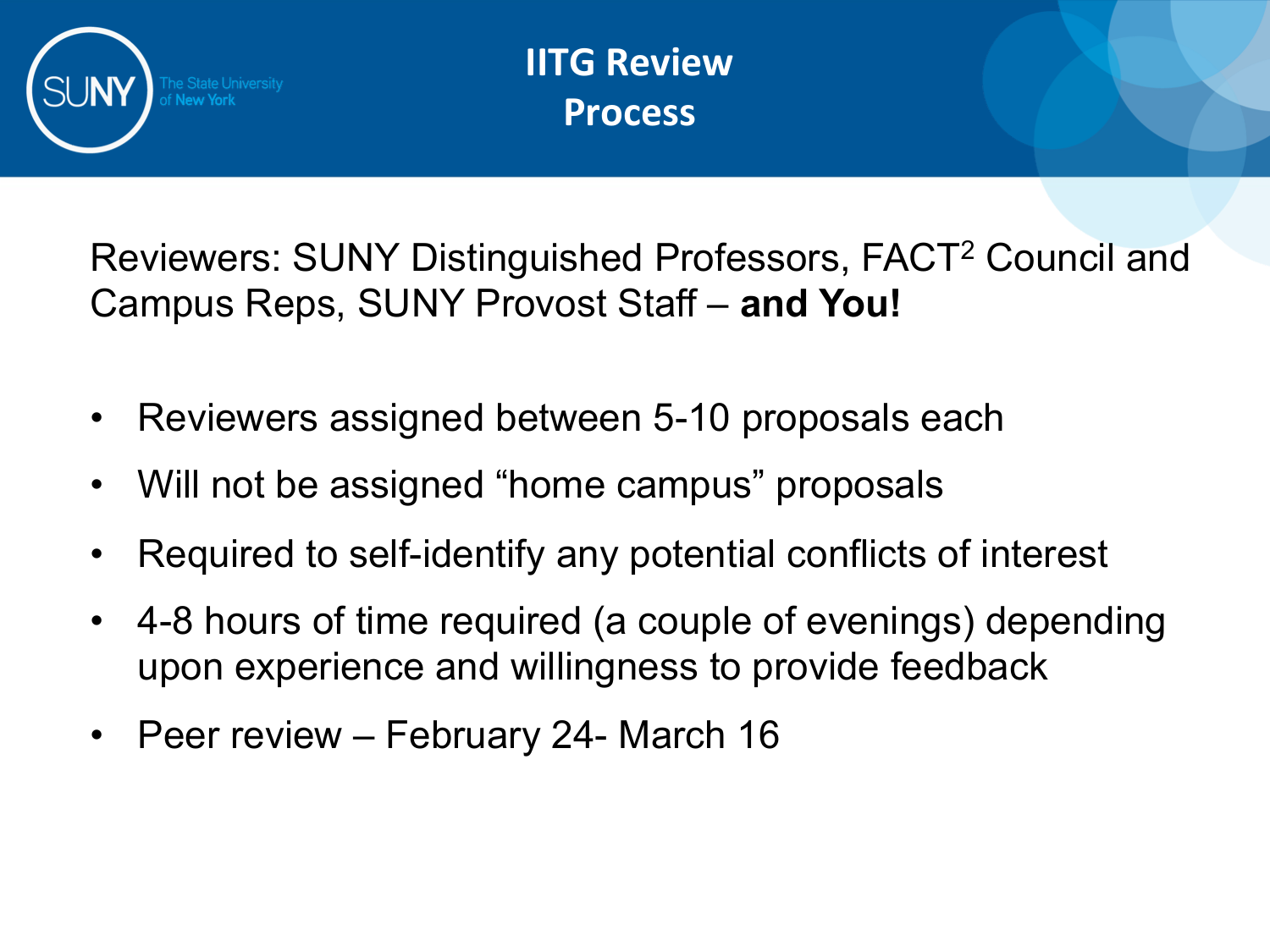# IITG Review Process

Reviewers: SUNY Distinguished Professors, FACT[2] Council and Campus Reps, SUNY Provost Staff – **and You!**

- Reviewers assigned between 5-10 proposals each
- Will not be assigned "home campus" proposals
- Required to self-identify any potential conflicts of interest
- 4-8 hours of time required (a couple of evenings) depending upon experience and willingness to provide feedback
- Peer review – February 24- March 16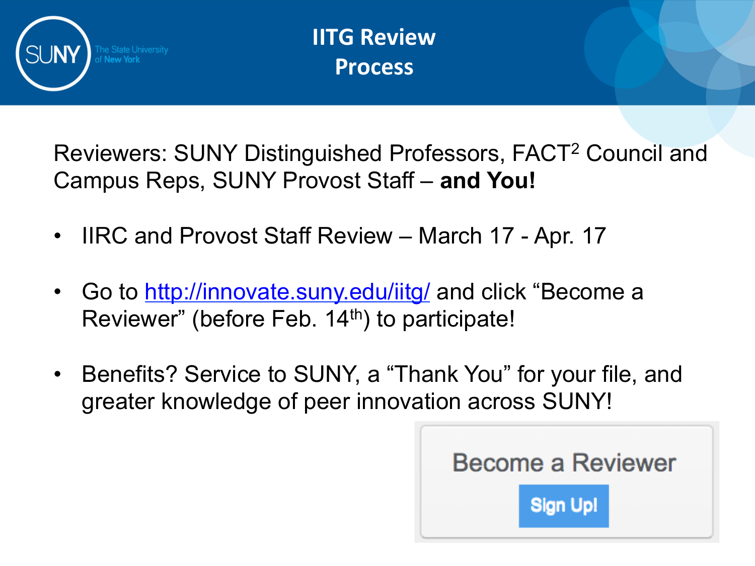# IITG Review Process

Reviewers: SUNY Distinguished Professors, FACT[2] Council and Campus Reps, SUNY Provost Staff – **and You!**

- IIRC and Provost Staff Review – March 17 - Apr. 17
- Go to http://innovate.suny.edu/iitg/ and click "Become a Reviewer" (before Feb. 14th) to participate!
- Benefits? Service to SUNY, a "Thank You" for your file, and greater knowledge of peer innovation across SUNY!

Become a Reviewer

Sign Up!